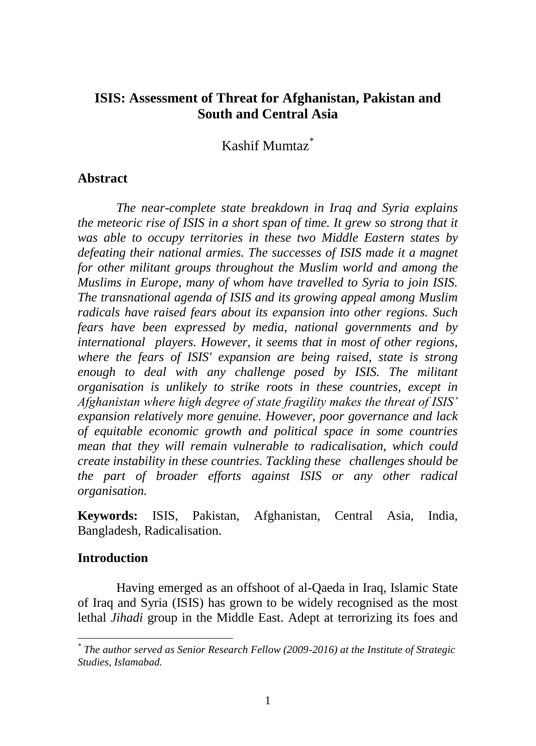# ISIS: Assessment of Threat for Afghanistan, Pakistan and South and Central Asia

Kashif Mumtaz[*]

## Abstract

*The near-complete state breakdown in Iraq and Syria explains the meteoric rise of ISIS in a short span of time. It grew so strong that it was able to occupy territories in these two Middle Eastern states by defeating their national armies. The successes of ISIS made it a magnet for other militant groups throughout the Muslim world and among the Muslims in Europe, many of whom have travelled to Syria to join ISIS. The transnational agenda of ISIS and its growing appeal among Muslim radicals have raised fears about its expansion into other regions. Such fears have been expressed by media, national governments and by international players. However, it seems that in most of other regions, where the fears of ISIS' expansion are being raised, state is strong enough to deal with any challenge posed by ISIS. The militant organisation is unlikely to strike roots in these countries, except in Afghanistan where high degree of state fragility makes the threat of ISIS' expansion relatively more genuine. However, poor governance and lack of equitable economic growth and political space in some countries mean that they will remain vulnerable to radicalisation, which could create instability in these countries. Tackling these challenges should be the part of broader efforts against ISIS or any other radical organisation.*

**Keywords:** ISIS, Pakistan, Afghanistan, Central Asia, India, Bangladesh, Radicalisation.

## Introduction

Having emerged as an offshoot of al-Qaeda in Iraq, Islamic State of Iraq and Syria (ISIS) has grown to be widely recognised as the most lethal *Jihadi* group in the Middle East. Adept at terrorizing its foes and

---

[*] *The author served as Senior Research Fellow (2009-2016) at the Institute of Strategic Studies, Islamabad.*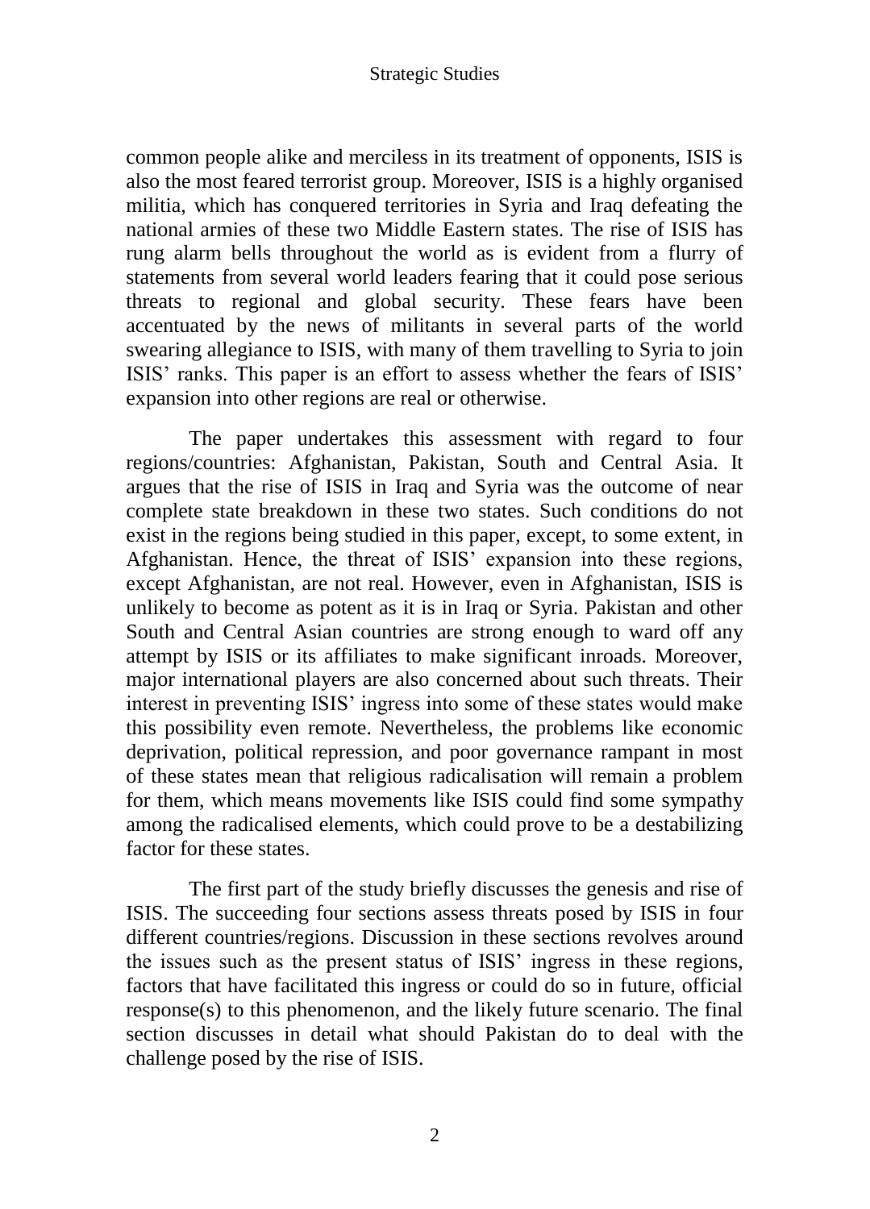common people alike and merciless in its treatment of opponents, ISIS is also the most feared terrorist group. Moreover, ISIS is a highly organised militia, which has conquered territories in Syria and Iraq defeating the national armies of these two Middle Eastern states. The rise of ISIS has rung alarm bells throughout the world as is evident from a flurry of statements from several world leaders fearing that it could pose serious threats to regional and global security. These fears have been accentuated by the news of militants in several parts of the world swearing allegiance to ISIS, with many of them travelling to Syria to join ISIS' ranks. This paper is an effort to assess whether the fears of ISIS' expansion into other regions are real or otherwise.

The paper undertakes this assessment with regard to four regions/countries: Afghanistan, Pakistan, South and Central Asia. It argues that the rise of ISIS in Iraq and Syria was the outcome of near complete state breakdown in these two states. Such conditions do not exist in the regions being studied in this paper, except, to some extent, in Afghanistan. Hence, the threat of ISIS' expansion into these regions, except Afghanistan, are not real. However, even in Afghanistan, ISIS is unlikely to become as potent as it is in Iraq or Syria. Pakistan and other South and Central Asian countries are strong enough to ward off any attempt by ISIS or its affiliates to make significant inroads. Moreover, major international players are also concerned about such threats. Their interest in preventing ISIS' ingress into some of these states would make this possibility even remote. Nevertheless, the problems like economic deprivation, political repression, and poor governance rampant in most of these states mean that religious radicalisation will remain a problem for them, which means movements like ISIS could find some sympathy among the radicalised elements, which could prove to be a destabilizing factor for these states.

The first part of the study briefly discusses the genesis and rise of ISIS. The succeeding four sections assess threats posed by ISIS in four different countries/regions. Discussion in these sections revolves around the issues such as the present status of ISIS' ingress in these regions, factors that have facilitated this ingress or could do so in future, official response(s) to this phenomenon, and the likely future scenario. The final section discusses in detail what should Pakistan do to deal with the challenge posed by the rise of ISIS.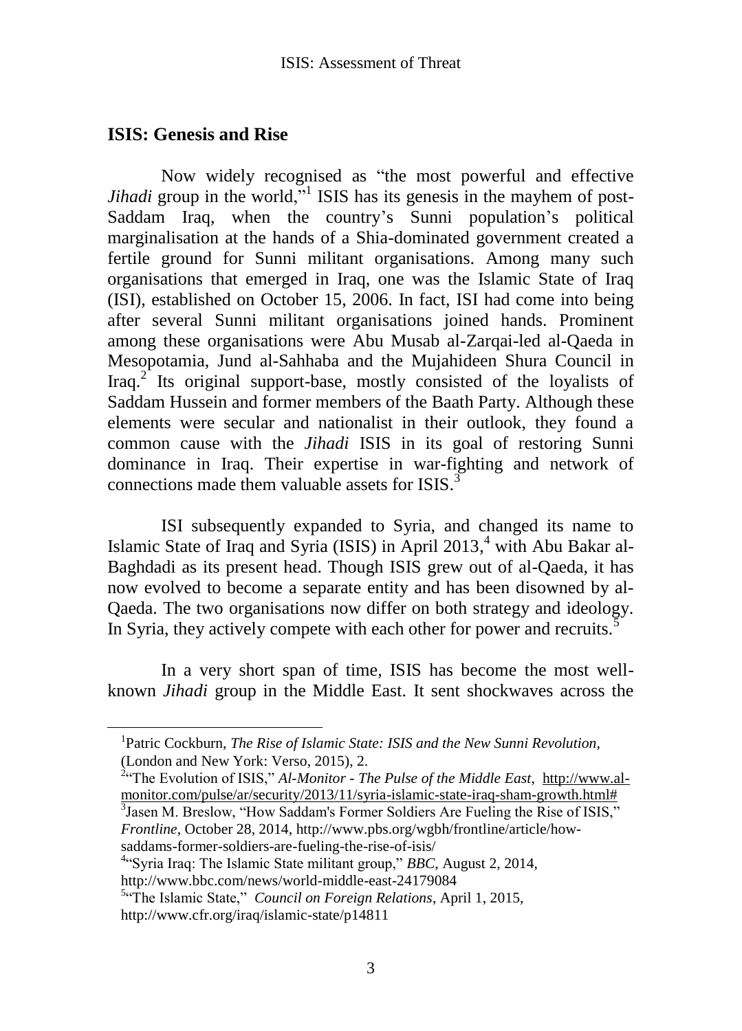## ISIS: Genesis and Rise

Now widely recognised as "the most powerful and effective *Jihadi* group in the world,"[1] ISIS has its genesis in the mayhem of post-Saddam Iraq, when the country's Sunni population's political marginalisation at the hands of a Shia-dominated government created a fertile ground for Sunni militant organisations. Among many such organisations that emerged in Iraq, one was the Islamic State of Iraq (ISI), established on October 15, 2006. In fact, ISI had come into being after several Sunni militant organisations joined hands. Prominent among these organisations were Abu Musab al-Zarqai-led al-Qaeda in Mesopotamia, Jund al-Sahhaba and the Mujahideen Shura Council in Iraq.[2] Its original support-base, mostly consisted of the loyalists of Saddam Hussein and former members of the Baath Party. Although these elements were secular and nationalist in their outlook, they found a common cause with the *Jihadi* ISIS in its goal of restoring Sunni dominance in Iraq. Their expertise in war-fighting and network of connections made them valuable assets for ISIS.[3]

ISI subsequently expanded to Syria, and changed its name to Islamic State of Iraq and Syria (ISIS) in April 2013,[4] with Abu Bakar al-Baghdadi as its present head. Though ISIS grew out of al-Qaeda, it has now evolved to become a separate entity and has been disowned by al-Qaeda. The two organisations now differ on both strategy and ideology. In Syria, they actively compete with each other for power and recruits.[5]

In a very short span of time, ISIS has become the most well-known *Jihadi* group in the Middle East. It sent shockwaves across the

---

[1] Patric Cockburn, *The Rise of Islamic State: ISIS and the New Sunni Revolution*, (London and New York: Verso, 2015), 2.

[2] "The Evolution of ISIS," *Al-Monitor - The Pulse of the Middle East*, http://www.al-monitor.com/pulse/ar/security/2013/11/syria-islamic-state-iraq-sham-growth.html#

[3] Jasen M. Breslow, "How Saddam's Former Soldiers Are Fueling the Rise of ISIS," *Frontline*, October 28, 2014, http://www.pbs.org/wgbh/frontline/article/how-saddams-former-soldiers-are-fueling-the-rise-of-isis/

[4] "Syria Iraq: The Islamic State militant group," *BBC*, August 2, 2014, http://www.bbc.com/news/world-middle-east-24179084

[5] "The Islamic State," *Council on Foreign Relations*, April 1, 2015, http://www.cfr.org/iraq/islamic-state/p14811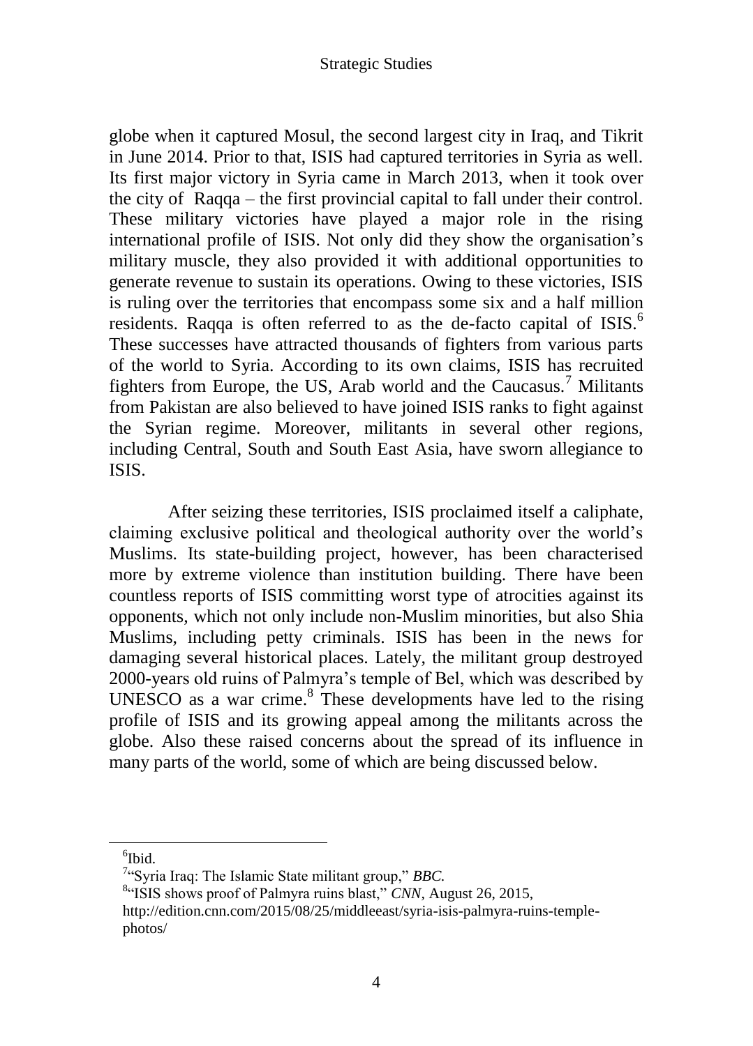globe when it captured Mosul, the second largest city in Iraq, and Tikrit in June 2014. Prior to that, ISIS had captured territories in Syria as well. Its first major victory in Syria came in March 2013, when it took over the city of Raqqa – the first provincial capital to fall under their control. These military victories have played a major role in the rising international profile of ISIS. Not only did they show the organisation's military muscle, they also provided it with additional opportunities to generate revenue to sustain its operations. Owing to these victories, ISIS is ruling over the territories that encompass some six and a half million residents. Raqqa is often referred to as the de-facto capital of ISIS.[6] These successes have attracted thousands of fighters from various parts of the world to Syria. According to its own claims, ISIS has recruited fighters from Europe, the US, Arab world and the Caucasus.[7] Militants from Pakistan are also believed to have joined ISIS ranks to fight against the Syrian regime. Moreover, militants in several other regions, including Central, South and South East Asia, have sworn allegiance to ISIS.

After seizing these territories, ISIS proclaimed itself a caliphate, claiming exclusive political and theological authority over the world's Muslims. Its state-building project, however, has been characterised more by extreme violence than institution building. There have been countless reports of ISIS committing worst type of atrocities against its opponents, which not only include non-Muslim minorities, but also Shia Muslims, including petty criminals. ISIS has been in the news for damaging several historical places. Lately, the militant group destroyed 2000-years old ruins of Palmyra's temple of Bel, which was described by UNESCO as a war crime.[8] These developments have led to the rising profile of ISIS and its growing appeal among the militants across the globe. Also these raised concerns about the spread of its influence in many parts of the world, some of which are being discussed below.

---

[6] Ibid.

[7] "Syria Iraq: The Islamic State militant group," *BBC.*

[8] "ISIS shows proof of Palmyra ruins blast," *CNN*, August 26, 2015, http://edition.cnn.com/2015/08/25/middleeast/syria-isis-palmyra-ruins-temple-photos/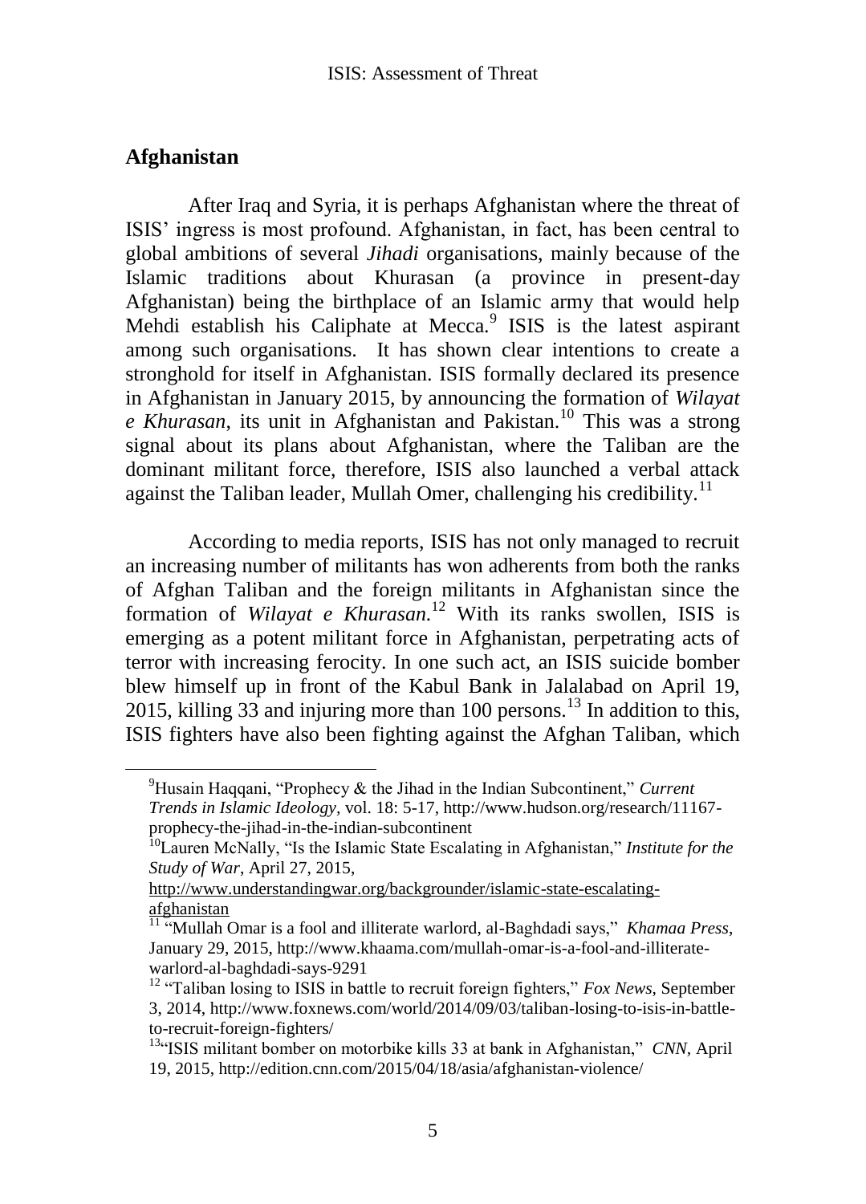## Afghanistan

After Iraq and Syria, it is perhaps Afghanistan where the threat of ISIS' ingress is most profound. Afghanistan, in fact, has been central to global ambitions of several *Jihadi* organisations, mainly because of the Islamic traditions about Khurasan (a province in present-day Afghanistan) being the birthplace of an Islamic army that would help Mehdi establish his Caliphate at Mecca.[9] ISIS is the latest aspirant among such organisations. It has shown clear intentions to create a stronghold for itself in Afghanistan. ISIS formally declared its presence in Afghanistan in January 2015, by announcing the formation of *Wilayat e Khurasan*, its unit in Afghanistan and Pakistan.[10] This was a strong signal about its plans about Afghanistan, where the Taliban are the dominant militant force, therefore, ISIS also launched a verbal attack against the Taliban leader, Mullah Omer, challenging his credibility.[11]

According to media reports, ISIS has not only managed to recruit an increasing number of militants has won adherents from both the ranks of Afghan Taliban and the foreign militants in Afghanistan since the formation of *Wilayat e Khurasan.*[12] With its ranks swollen, ISIS is emerging as a potent militant force in Afghanistan, perpetrating acts of terror with increasing ferocity. In one such act, an ISIS suicide bomber blew himself up in front of the Kabul Bank in Jalalabad on April 19, 2015, killing 33 and injuring more than 100 persons.[13] In addition to this, ISIS fighters have also been fighting against the Afghan Taliban, which

---

[9] Husain Haqqani, "Prophecy & the Jihad in the Indian Subcontinent," *Current Trends in Islamic Ideology,* vol. 18: 5-17, http://www.hudson.org/research/11167-prophecy-the-jihad-in-the-indian-subcontinent

[10] Lauren McNally, "Is the Islamic State Escalating in Afghanistan," *Institute for the Study of War*, April 27, 2015, http://www.understandingwar.org/backgrounder/islamic-state-escalating-afghanistan

[11] "Mullah Omar is a fool and illiterate warlord, al-Baghdadi says," *Khamaa Press*, January 29, 2015, http://www.khaama.com/mullah-omar-is-a-fool-and-illiterate-warlord-al-baghdadi-says-9291

[12] "Taliban losing to ISIS in battle to recruit foreign fighters," *Fox News,* September 3, 2014, http://www.foxnews.com/world/2014/09/03/taliban-losing-to-isis-in-battle-to-recruit-foreign-fighters/

[13] "ISIS militant bomber on motorbike kills 33 at bank in Afghanistan," *CNN*, April 19, 2015, http://edition.cnn.com/2015/04/18/asia/afghanistan-violence/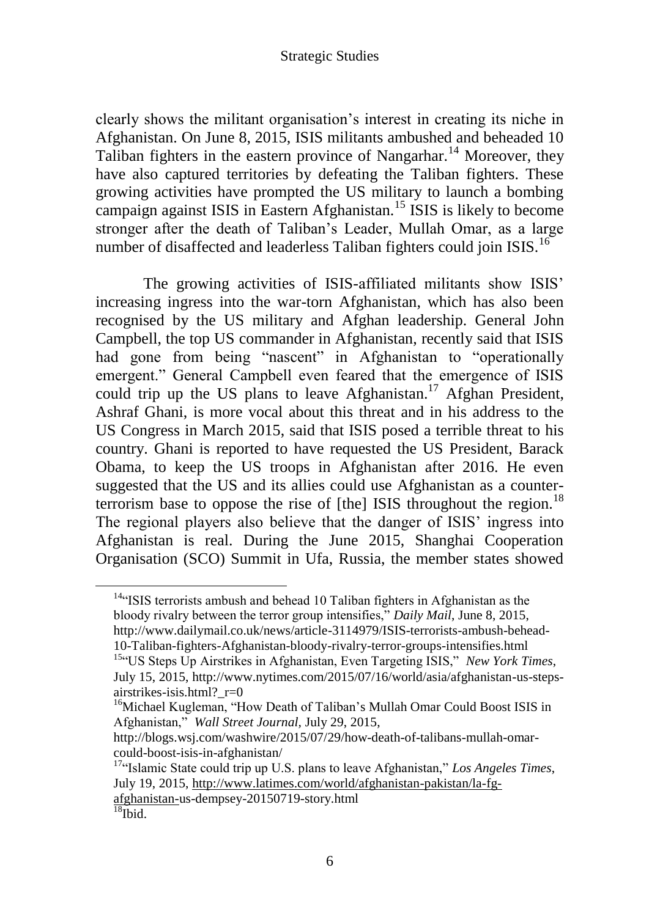clearly shows the militant organisation's interest in creating its niche in Afghanistan. On June 8, 2015, ISIS militants ambushed and beheaded 10 Taliban fighters in the eastern province of Nangarhar.[14] Moreover, they have also captured territories by defeating the Taliban fighters. These growing activities have prompted the US military to launch a bombing campaign against ISIS in Eastern Afghanistan.[15] ISIS is likely to become stronger after the death of Taliban's Leader, Mullah Omar, as a large number of disaffected and leaderless Taliban fighters could join ISIS.[16]

The growing activities of ISIS-affiliated militants show ISIS' increasing ingress into the war-torn Afghanistan, which has also been recognised by the US military and Afghan leadership. General John Campbell, the top US commander in Afghanistan, recently said that ISIS had gone from being "nascent" in Afghanistan to "operationally emergent." General Campbell even feared that the emergence of ISIS could trip up the US plans to leave Afghanistan.[17] Afghan President, Ashraf Ghani, is more vocal about this threat and in his address to the US Congress in March 2015, said that ISIS posed a terrible threat to his country. Ghani is reported to have requested the US President, Barack Obama, to keep the US troops in Afghanistan after 2016. He even suggested that the US and its allies could use Afghanistan as a counter-terrorism base to oppose the rise of [the] ISIS throughout the region.[18] The regional players also believe that the danger of ISIS' ingress into Afghanistan is real. During the June 2015, Shanghai Cooperation Organisation (SCO) Summit in Ufa, Russia, the member states showed

---

[14] "ISIS terrorists ambush and behead 10 Taliban fighters in Afghanistan as the bloody rivalry between the terror group intensifies," *Daily Mail*, June 8, 2015, http://www.dailymail.co.uk/news/article-3114979/ISIS-terrorists-ambush-behead-10-Taliban-fighters-Afghanistan-bloody-rivalry-terror-groups-intensifies.html

[15] "US Steps Up Airstrikes in Afghanistan, Even Targeting ISIS," *New York Times*, July 15, 2015, http://www.nytimes.com/2015/07/16/world/asia/afghanistan-us-steps-airstrikes-isis.html?_r=0

[16] Michael Kugleman, "How Death of Taliban's Mullah Omar Could Boost ISIS in Afghanistan," *Wall Street Journal*, July 29, 2015, http://blogs.wsj.com/washwire/2015/07/29/how-death-of-talibans-mullah-omar-could-boost-isis-in-afghanistan/

[17] "Islamic State could trip up U.S. plans to leave Afghanistan," *Los Angeles Times*, July 19, 2015, http://www.latimes.com/world/afghanistan-pakistan/la-fg-afghanistan-us-dempsey-20150719-story.html

[18] Ibid.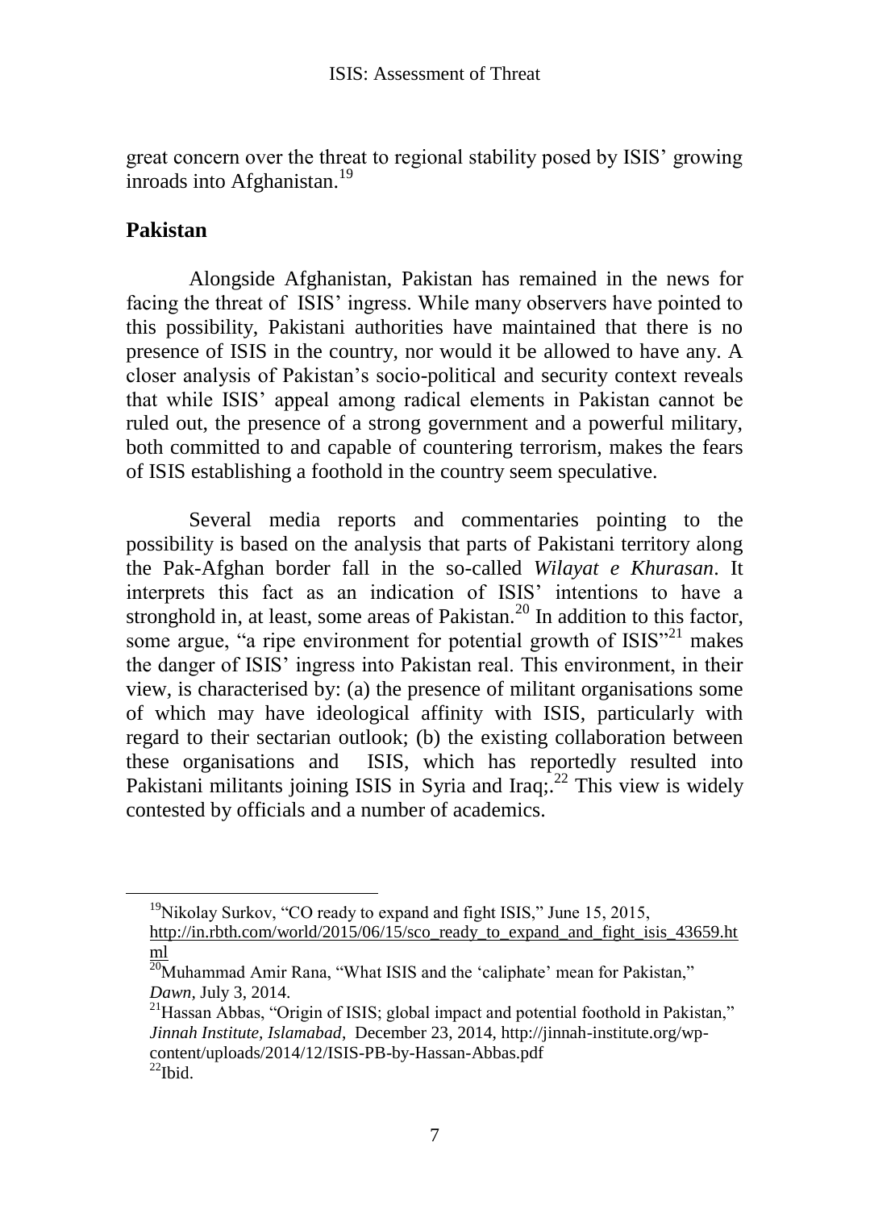great concern over the threat to regional stability posed by ISIS' growing inroads into Afghanistan.[19]

## Pakistan

Alongside Afghanistan, Pakistan has remained in the news for facing the threat of ISIS' ingress. While many observers have pointed to this possibility, Pakistani authorities have maintained that there is no presence of ISIS in the country, nor would it be allowed to have any. A closer analysis of Pakistan's socio-political and security context reveals that while ISIS' appeal among radical elements in Pakistan cannot be ruled out, the presence of a strong government and a powerful military, both committed to and capable of countering terrorism, makes the fears of ISIS establishing a foothold in the country seem speculative.

Several media reports and commentaries pointing to the possibility is based on the analysis that parts of Pakistani territory along the Pak-Afghan border fall in the so-called *Wilayat e Khurasan*. It interprets this fact as an indication of ISIS' intentions to have a stronghold in, at least, some areas of Pakistan.[20] In addition to this factor, some argue, "a ripe environment for potential growth of ISIS"[21] makes the danger of ISIS' ingress into Pakistan real. This environment, in their view, is characterised by: (a) the presence of militant organisations some of which may have ideological affinity with ISIS, particularly with regard to their sectarian outlook; (b) the existing collaboration between these organisations and ISIS, which has reportedly resulted into Pakistani militants joining ISIS in Syria and Iraq;.[22] This view is widely contested by officials and a number of academics.

---

[19] Nikolay Surkov, "CO ready to expand and fight ISIS," June 15, 2015, http://in.rbth.com/world/2015/06/15/sco_ready_to_expand_and_fight_isis_43659.html

[20] Muhammad Amir Rana, "What ISIS and the 'caliphate' mean for Pakistan," *Dawn*, July 3, 2014.

[21] Hassan Abbas, "Origin of ISIS; global impact and potential foothold in Pakistan," *Jinnah Institute, Islamabad*, December 23, 2014, http://jinnah-institute.org/wp-content/uploads/2014/12/ISIS-PB-by-Hassan-Abbas.pdf

[22] Ibid.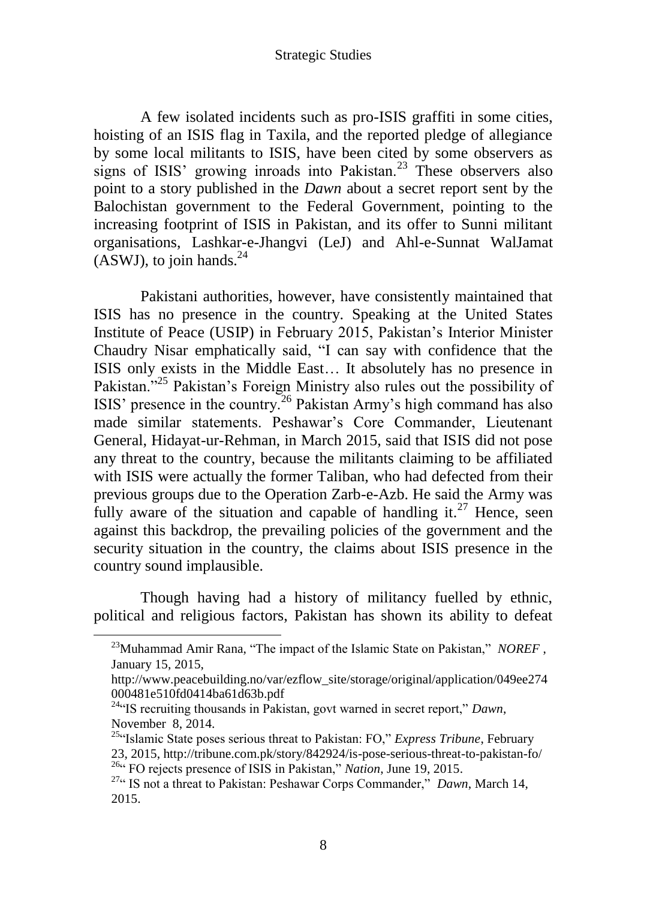A few isolated incidents such as pro-ISIS graffiti in some cities, hoisting of an ISIS flag in Taxila, and the reported pledge of allegiance by some local militants to ISIS, have been cited by some observers as signs of ISIS' growing inroads into Pakistan.[23] These observers also point to a story published in the *Dawn* about a secret report sent by the Balochistan government to the Federal Government, pointing to the increasing footprint of ISIS in Pakistan, and its offer to Sunni militant organisations, Lashkar-e-Jhangvi (LeJ) and Ahl-e-Sunnat WalJamat (ASWJ), to join hands.[24]

Pakistani authorities, however, have consistently maintained that ISIS has no presence in the country. Speaking at the United States Institute of Peace (USIP) in February 2015, Pakistan's Interior Minister Chaudry Nisar emphatically said, "I can say with confidence that the ISIS only exists in the Middle East… It absolutely has no presence in Pakistan."[25] Pakistan's Foreign Ministry also rules out the possibility of ISIS' presence in the country.[26] Pakistan Army's high command has also made similar statements. Peshawar's Core Commander, Lieutenant General, Hidayat-ur-Rehman, in March 2015, said that ISIS did not pose any threat to the country, because the militants claiming to be affiliated with ISIS were actually the former Taliban, who had defected from their previous groups due to the Operation Zarb-e-Azb. He said the Army was fully aware of the situation and capable of handling it.[27] Hence, seen against this backdrop, the prevailing policies of the government and the security situation in the country, the claims about ISIS presence in the country sound implausible.

Though having had a history of militancy fuelled by ethnic, political and religious factors, Pakistan has shown its ability to defeat

---

[23] Muhammad Amir Rana, "The impact of the Islamic State on Pakistan," *NOREF* , January 15, 2015, http://www.peacebuilding.no/var/ezflow_site/storage/original/application/049ee274000481e510fd0414ba61d63b.pdf

[24] "IS recruiting thousands in Pakistan, govt warned in secret report," *Dawn*, November 8, 2014.

[25] "Islamic State poses serious threat to Pakistan: FO," *Express Tribune*, February 23, 2015, http://tribune.com.pk/story/842924/is-pose-serious-threat-to-pakistan-fo/

[26] " FO rejects presence of ISIS in Pakistan," *Nation*, June 19, 2015.

[27] " IS not a threat to Pakistan: Peshawar Corps Commander," *Dawn*, March 14, 2015.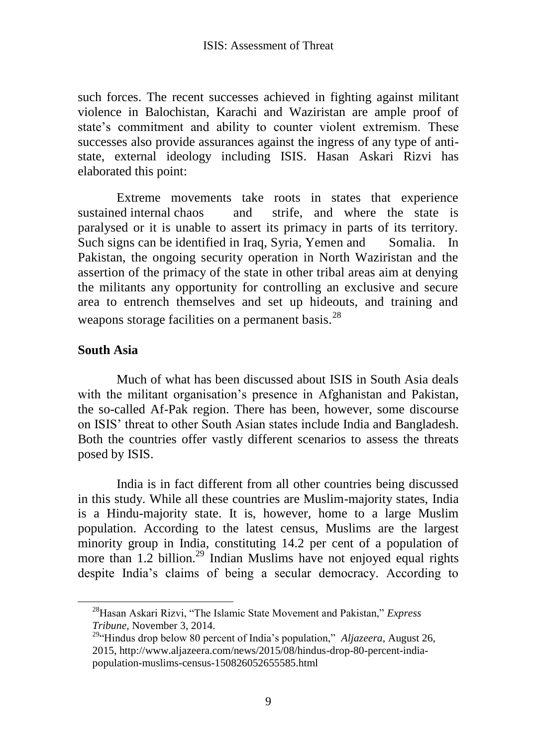such forces. The recent successes achieved in fighting against militant violence in Balochistan, Karachi and Waziristan are ample proof of state's commitment and ability to counter violent extremism. These successes also provide assurances against the ingress of any type of anti-state, external ideology including ISIS. Hasan Askari Rizvi has elaborated this point:

> Extreme movements take roots in states that experience sustained internal chaos and strife, and where the state is paralysed or it is unable to assert its primacy in parts of its territory. Such signs can be identified in Iraq, Syria, Yemen and Somalia. In Pakistan, the ongoing security operation in North Waziristan and the assertion of the primacy of the state in other tribal areas aim at denying the militants any opportunity for controlling an exclusive and secure area to entrench themselves and set up hideouts, and training and weapons storage facilities on a permanent basis.[28]

## South Asia

Much of what has been discussed about ISIS in South Asia deals with the militant organisation's presence in Afghanistan and Pakistan, the so-called Af-Pak region. There has been, however, some discourse on ISIS' threat to other South Asian states include India and Bangladesh. Both the countries offer vastly different scenarios to assess the threats posed by ISIS.

India is in fact different from all other countries being discussed in this study. While all these countries are Muslim-majority states, India is a Hindu-majority state. It is, however, home to a large Muslim population. According to the latest census, Muslims are the largest minority group in India, constituting 14.2 per cent of a population of more than 1.2 billion.[29] Indian Muslims have not enjoyed equal rights despite India's claims of being a secular democracy. According to

---

[28] Hasan Askari Rizvi, "The Islamic State Movement and Pakistan," *Express Tribune*, November 3, 2014.

[29] "Hindus drop below 80 percent of India's population," *Aljazeera*, August 26, 2015, http://www.aljazeera.com/news/2015/08/hindus-drop-80-percent-india-population-muslims-census-150826052655585.html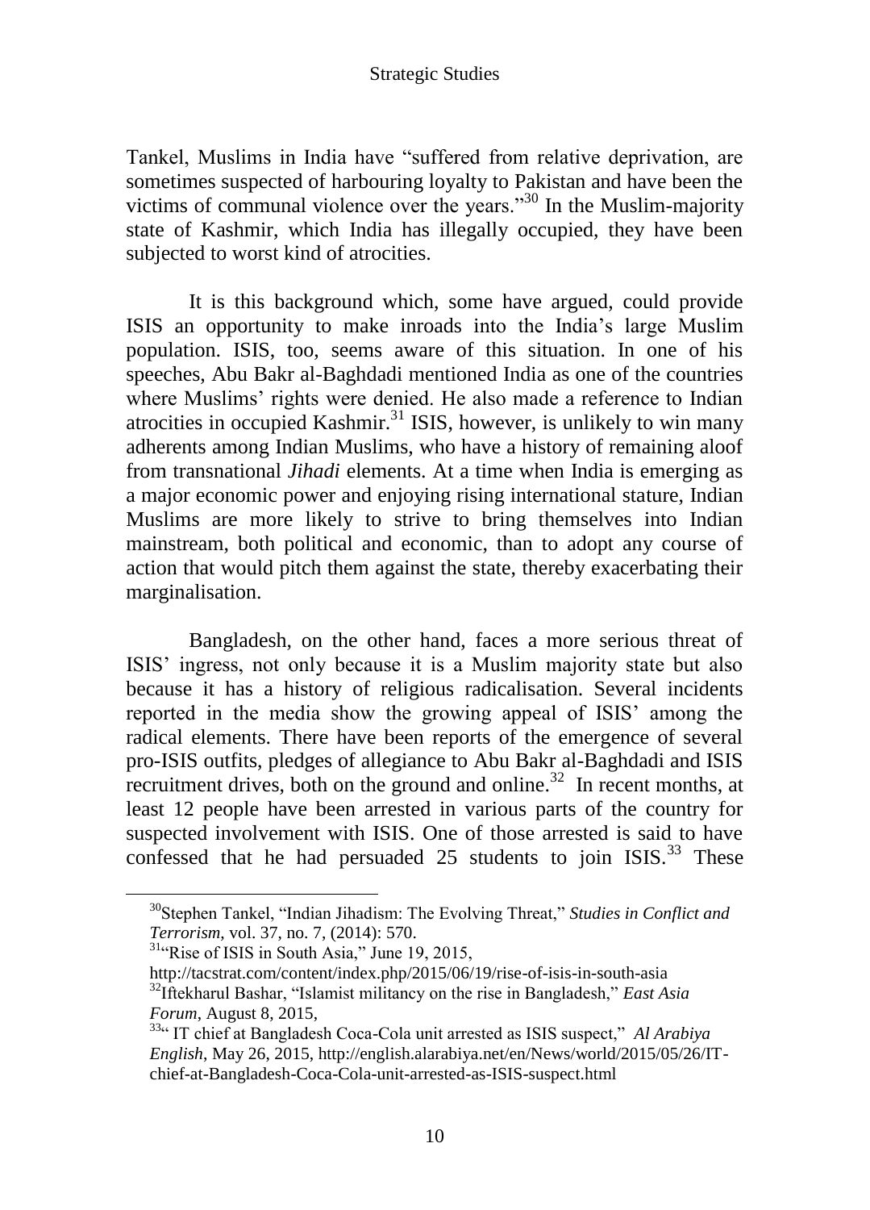Tankel, Muslims in India have "suffered from relative deprivation, are sometimes suspected of harbouring loyalty to Pakistan and have been the victims of communal violence over the years."[30] In the Muslim-majority state of Kashmir, which India has illegally occupied, they have been subjected to worst kind of atrocities.

It is this background which, some have argued, could provide ISIS an opportunity to make inroads into the India's large Muslim population. ISIS, too, seems aware of this situation. In one of his speeches, Abu Bakr al-Baghdadi mentioned India as one of the countries where Muslims' rights were denied. He also made a reference to Indian atrocities in occupied Kashmir.[31] ISIS, however, is unlikely to win many adherents among Indian Muslims, who have a history of remaining aloof from transnational *Jihadi* elements. At a time when India is emerging as a major economic power and enjoying rising international stature, Indian Muslims are more likely to strive to bring themselves into Indian mainstream, both political and economic, than to adopt any course of action that would pitch them against the state, thereby exacerbating their marginalisation.

Bangladesh, on the other hand, faces a more serious threat of ISIS' ingress, not only because it is a Muslim majority state but also because it has a history of religious radicalisation. Several incidents reported in the media show the growing appeal of ISIS' among the radical elements. There have been reports of the emergence of several pro-ISIS outfits, pledges of allegiance to Abu Bakr al-Baghdadi and ISIS recruitment drives, both on the ground and online.[32] In recent months, at least 12 people have been arrested in various parts of the country for suspected involvement with ISIS. One of those arrested is said to have confessed that he had persuaded 25 students to join ISIS.[33] These

---

[30] Stephen Tankel, "Indian Jihadism: The Evolving Threat," *Studies in Conflict and Terrorism*, vol. 37, no. 7, (2014): 570.

[31] "Rise of ISIS in South Asia," June 19, 2015, http://tacstrat.com/content/index.php/2015/06/19/rise-of-isis-in-south-asia

[32] Iftekharul Bashar, "Islamist militancy on the rise in Bangladesh," *East Asia Forum*, August 8, 2015,

[33] " IT chief at Bangladesh Coca-Cola unit arrested as ISIS suspect," *Al Arabiya English*, May 26, 2015, http://english.alarabiya.net/en/News/world/2015/05/26/IT-chief-at-Bangladesh-Coca-Cola-unit-arrested-as-ISIS-suspect.html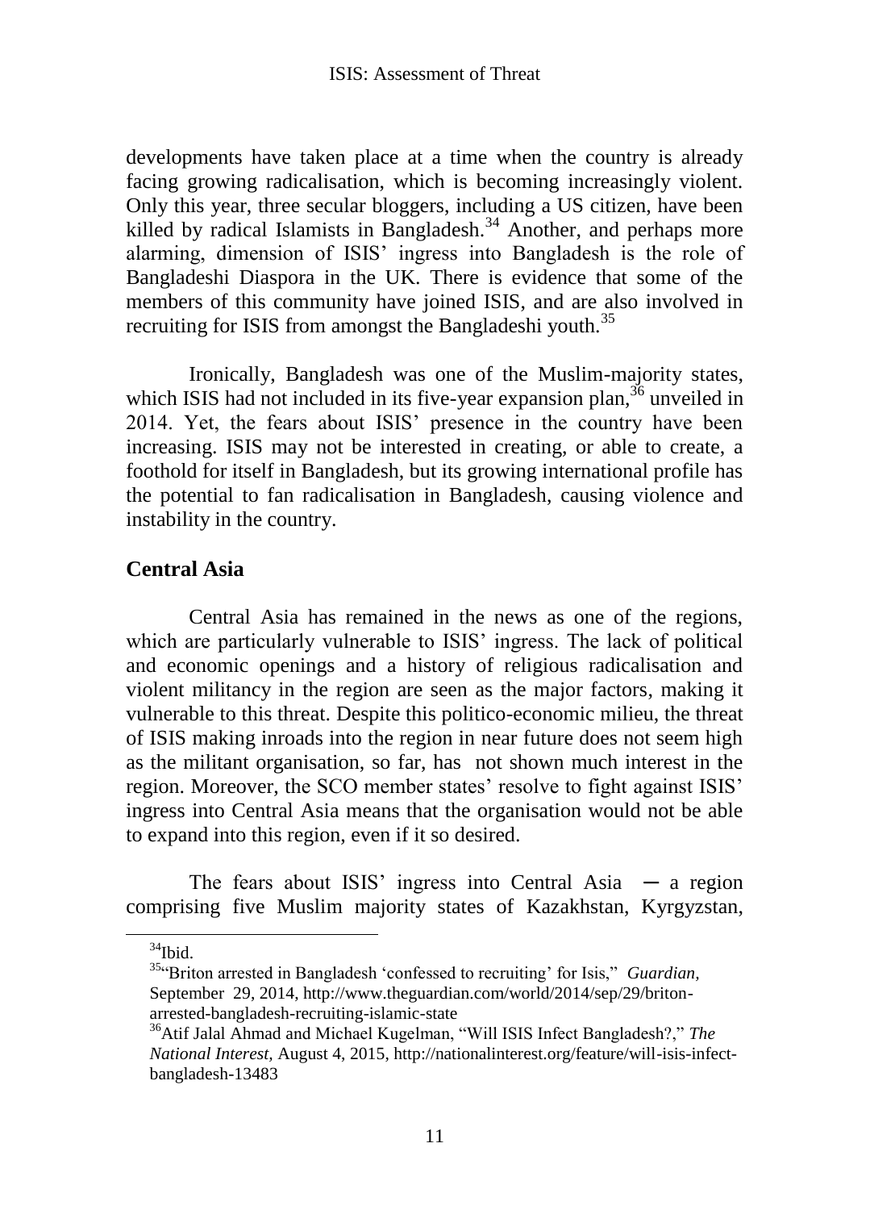developments have taken place at a time when the country is already facing growing radicalisation, which is becoming increasingly violent. Only this year, three secular bloggers, including a US citizen, have been killed by radical Islamists in Bangladesh.[34] Another, and perhaps more alarming, dimension of ISIS' ingress into Bangladesh is the role of Bangladeshi Diaspora in the UK. There is evidence that some of the members of this community have joined ISIS, and are also involved in recruiting for ISIS from amongst the Bangladeshi youth.[35]

Ironically, Bangladesh was one of the Muslim-majority states, which ISIS had not included in its five-year expansion plan,[36] unveiled in 2014. Yet, the fears about ISIS' presence in the country have been increasing. ISIS may not be interested in creating, or able to create, a foothold for itself in Bangladesh, but its growing international profile has the potential to fan radicalisation in Bangladesh, causing violence and instability in the country.

## Central Asia

Central Asia has remained in the news as one of the regions, which are particularly vulnerable to ISIS' ingress. The lack of political and economic openings and a history of religious radicalisation and violent militancy in the region are seen as the major factors, making it vulnerable to this threat. Despite this politico-economic milieu, the threat of ISIS making inroads into the region in near future does not seem high as the militant organisation, so far, has not shown much interest in the region. Moreover, the SCO member states' resolve to fight against ISIS' ingress into Central Asia means that the organisation would not be able to expand into this region, even if it so desired.

The fears about ISIS' ingress into Central Asia ─ a region comprising five Muslim majority states of Kazakhstan, Kyrgyzstan,

---

[34] Ibid.

[35] "Briton arrested in Bangladesh 'confessed to recruiting' for Isis," *Guardian,* September 29, 2014, http://www.theguardian.com/world/2014/sep/29/briton-arrested-bangladesh-recruiting-islamic-state

[36] Atif Jalal Ahmad and Michael Kugelman, "Will ISIS Infect Bangladesh?," *The National Interest*, August 4, 2015, http://nationalinterest.org/feature/will-isis-infect-bangladesh-13483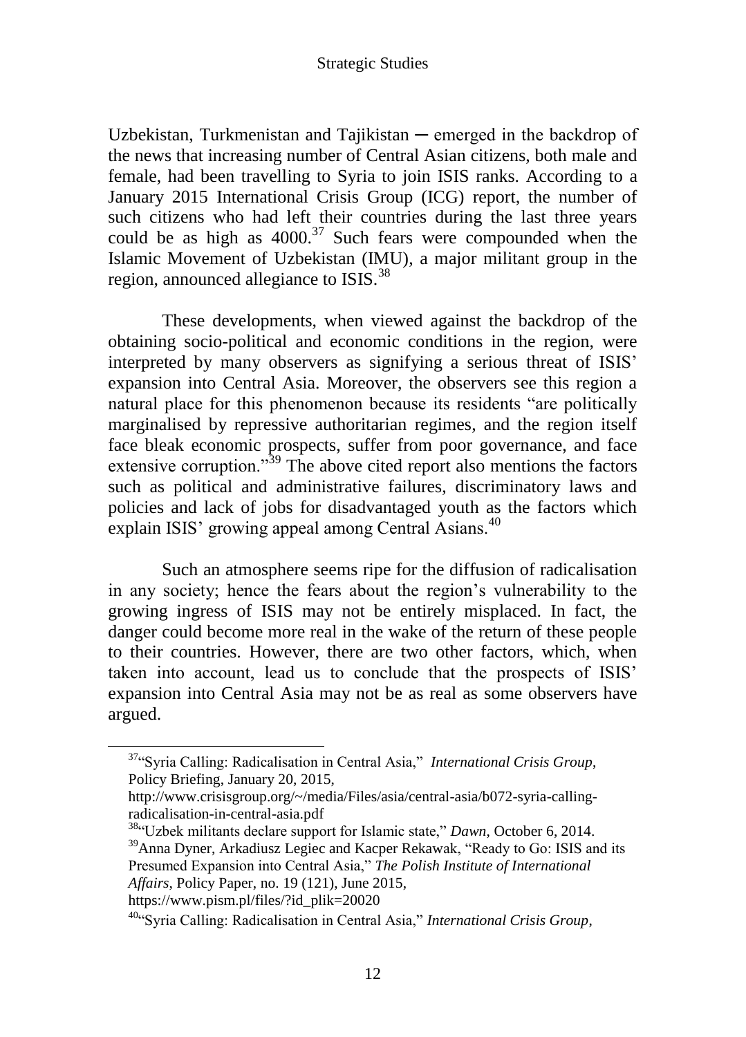Uzbekistan, Turkmenistan and Tajikistan ─ emerged in the backdrop of the news that increasing number of Central Asian citizens, both male and female, had been travelling to Syria to join ISIS ranks. According to a January 2015 International Crisis Group (ICG) report, the number of such citizens who had left their countries during the last three years could be as high as 4000.[37] Such fears were compounded when the Islamic Movement of Uzbekistan (IMU), a major militant group in the region, announced allegiance to ISIS.[38]

These developments, when viewed against the backdrop of the obtaining socio-political and economic conditions in the region, were interpreted by many observers as signifying a serious threat of ISIS' expansion into Central Asia. Moreover, the observers see this region a natural place for this phenomenon because its residents "are politically marginalised by repressive authoritarian regimes, and the region itself face bleak economic prospects, suffer from poor governance, and face extensive corruption."[39] The above cited report also mentions the factors such as political and administrative failures, discriminatory laws and policies and lack of jobs for disadvantaged youth as the factors which explain ISIS' growing appeal among Central Asians.[40]

Such an atmosphere seems ripe for the diffusion of radicalisation in any society; hence the fears about the region's vulnerability to the growing ingress of ISIS may not be entirely misplaced. In fact, the danger could become more real in the wake of the return of these people to their countries. However, there are two other factors, which, when taken into account, lead us to conclude that the prospects of ISIS' expansion into Central Asia may not be as real as some observers have argued.

---

[37] "Syria Calling: Radicalisation in Central Asia," *International Crisis Group*, Policy Briefing, January 20, 2015, http://www.crisisgroup.org/~/media/Files/asia/central-asia/b072-syria-calling-radicalisation-in-central-asia.pdf

[38] "Uzbek militants declare support for Islamic state," *Dawn*, October 6, 2014.

[39] Anna Dyner, Arkadiusz Legiec and Kacper Rekawak, "Ready to Go: ISIS and its Presumed Expansion into Central Asia," *The Polish Institute of International Affairs*, Policy Paper, no. 19 (121), June 2015, https://www.pism.pl/files/?id_plik=20020

[40] "Syria Calling: Radicalisation in Central Asia," *International Crisis Group*,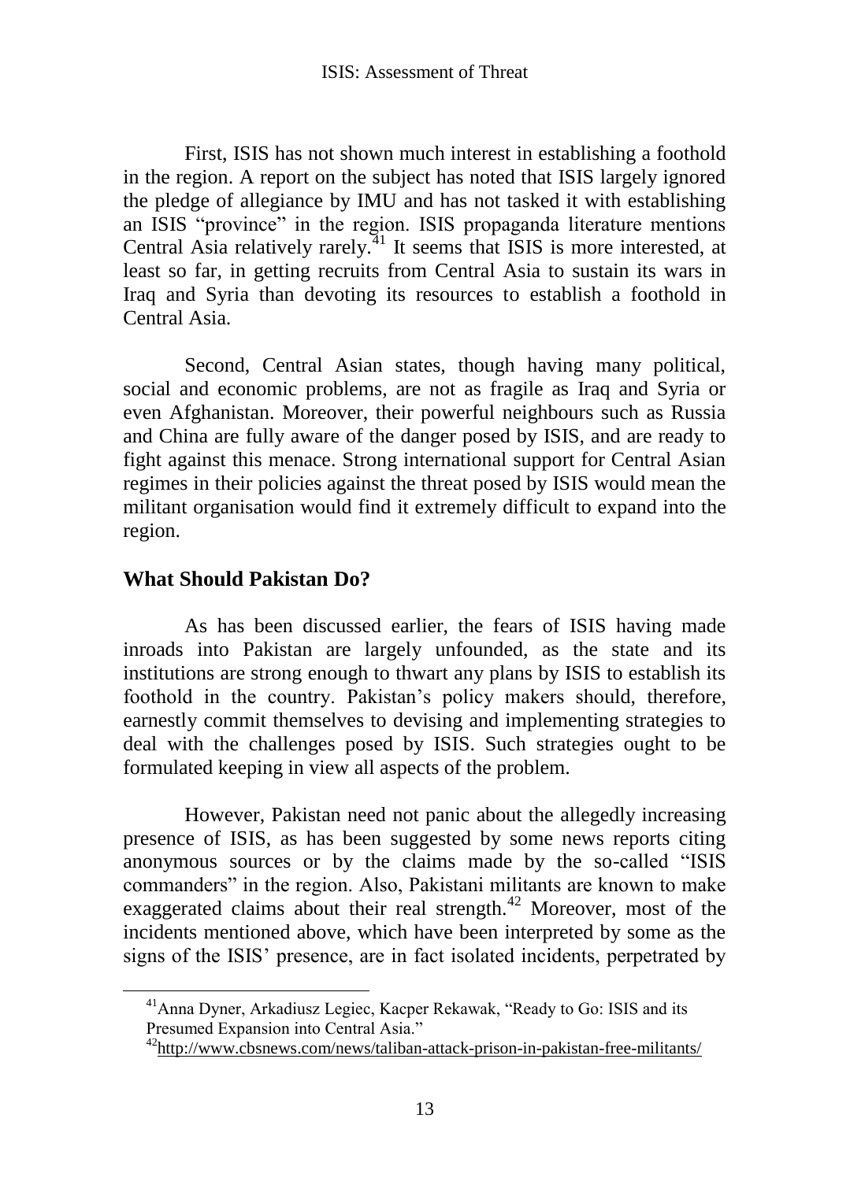First, ISIS has not shown much interest in establishing a foothold in the region. A report on the subject has noted that ISIS largely ignored the pledge of allegiance by IMU and has not tasked it with establishing an ISIS "province" in the region. ISIS propaganda literature mentions Central Asia relatively rarely.[41] It seems that ISIS is more interested, at least so far, in getting recruits from Central Asia to sustain its wars in Iraq and Syria than devoting its resources to establish a foothold in Central Asia.

Second, Central Asian states, though having many political, social and economic problems, are not as fragile as Iraq and Syria or even Afghanistan. Moreover, their powerful neighbours such as Russia and China are fully aware of the danger posed by ISIS, and are ready to fight against this menace. Strong international support for Central Asian regimes in their policies against the threat posed by ISIS would mean the militant organisation would find it extremely difficult to expand into the region.

## What Should Pakistan Do?

As has been discussed earlier, the fears of ISIS having made inroads into Pakistan are largely unfounded, as the state and its institutions are strong enough to thwart any plans by ISIS to establish its foothold in the country. Pakistan's policy makers should, therefore, earnestly commit themselves to devising and implementing strategies to deal with the challenges posed by ISIS. Such strategies ought to be formulated keeping in view all aspects of the problem.

However, Pakistan need not panic about the allegedly increasing presence of ISIS, as has been suggested by some news reports citing anonymous sources or by the claims made by the so-called "ISIS commanders" in the region. Also, Pakistani militants are known to make exaggerated claims about their real strength.[42] Moreover, most of the incidents mentioned above, which have been interpreted by some as the signs of the ISIS' presence, are in fact isolated incidents, perpetrated by

---

[41] Anna Dyner, Arkadiusz Legiec, Kacper Rekawak, "Ready to Go: ISIS and its Presumed Expansion into Central Asia."

[42] http://www.cbsnews.com/news/taliban-attack-prison-in-pakistan-free-militants/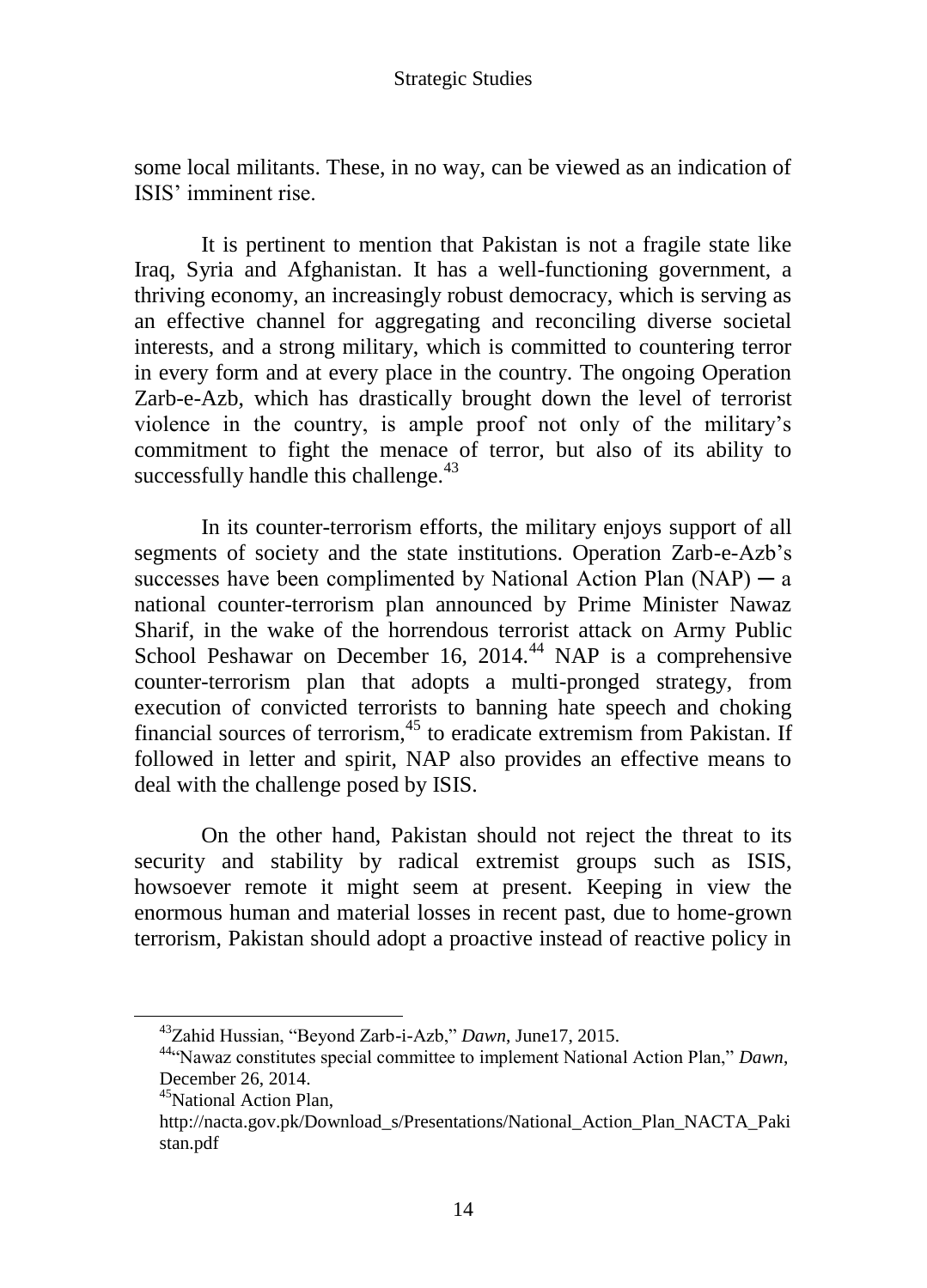some local militants. These, in no way, can be viewed as an indication of ISIS' imminent rise.

It is pertinent to mention that Pakistan is not a fragile state like Iraq, Syria and Afghanistan. It has a well-functioning government, a thriving economy, an increasingly robust democracy, which is serving as an effective channel for aggregating and reconciling diverse societal interests, and a strong military, which is committed to countering terror in every form and at every place in the country. The ongoing Operation Zarb-e-Azb, which has drastically brought down the level of terrorist violence in the country, is ample proof not only of the military's commitment to fight the menace of terror, but also of its ability to successfully handle this challenge.[43]

In its counter-terrorism efforts, the military enjoys support of all segments of society and the state institutions. Operation Zarb-e-Azb's successes have been complimented by National Action Plan (NAP) ─ a national counter-terrorism plan announced by Prime Minister Nawaz Sharif, in the wake of the horrendous terrorist attack on Army Public School Peshawar on December 16, 2014.[44] NAP is a comprehensive counter-terrorism plan that adopts a multi-pronged strategy, from execution of convicted terrorists to banning hate speech and choking financial sources of terrorism,[45] to eradicate extremism from Pakistan. If followed in letter and spirit, NAP also provides an effective means to deal with the challenge posed by ISIS.

On the other hand, Pakistan should not reject the threat to its security and stability by radical extremist groups such as ISIS, howsoever remote it might seem at present. Keeping in view the enormous human and material losses in recent past, due to home-grown terrorism, Pakistan should adopt a proactive instead of reactive policy in

---

[43] Zahid Hussian, "Beyond Zarb-i-Azb," *Dawn*, June17, 2015.

[44] "Nawaz constitutes special committee to implement National Action Plan," *Dawn*, December 26, 2014.

[45] National Action Plan, http://nacta.gov.pk/Download_s/Presentations/National_Action_Plan_NACTA_Pakistan.pdf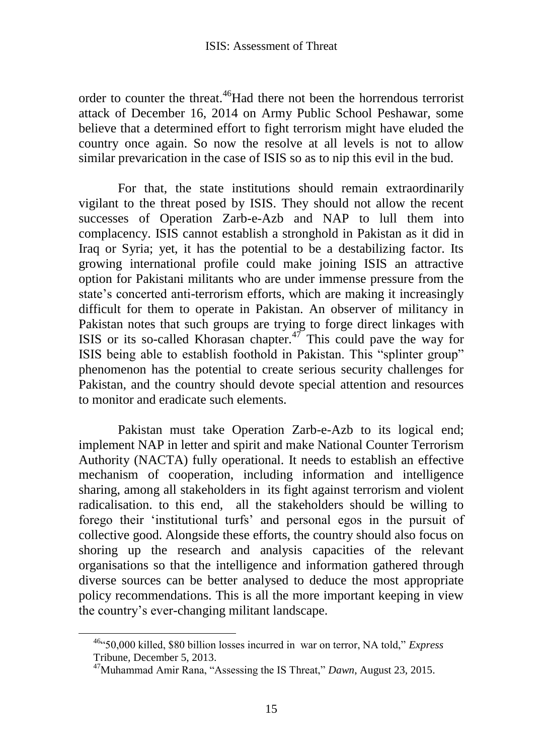order to counter the threat.[46]Had there not been the horrendous terrorist attack of December 16, 2014 on Army Public School Peshawar, some believe that a determined effort to fight terrorism might have eluded the country once again. So now the resolve at all levels is not to allow similar prevarication in the case of ISIS so as to nip this evil in the bud.

For that, the state institutions should remain extraordinarily vigilant to the threat posed by ISIS. They should not allow the recent successes of Operation Zarb-e-Azb and NAP to lull them into complacency. ISIS cannot establish a stronghold in Pakistan as it did in Iraq or Syria; yet, it has the potential to be a destabilizing factor. Its growing international profile could make joining ISIS an attractive option for Pakistani militants who are under immense pressure from the state's concerted anti-terrorism efforts, which are making it increasingly difficult for them to operate in Pakistan. An observer of militancy in Pakistan notes that such groups are trying to forge direct linkages with ISIS or its so-called Khorasan chapter.[47] This could pave the way for ISIS being able to establish foothold in Pakistan. This "splinter group" phenomenon has the potential to create serious security challenges for Pakistan, and the country should devote special attention and resources to monitor and eradicate such elements.

Pakistan must take Operation Zarb-e-Azb to its logical end; implement NAP in letter and spirit and make National Counter Terrorism Authority (NACTA) fully operational. It needs to establish an effective mechanism of cooperation, including information and intelligence sharing, among all stakeholders in its fight against terrorism and violent radicalisation. to this end, all the stakeholders should be willing to forego their 'institutional turfs' and personal egos in the pursuit of collective good. Alongside these efforts, the country should also focus on shoring up the research and analysis capacities of the relevant organisations so that the intelligence and information gathered through diverse sources can be better analysed to deduce the most appropriate policy recommendations. This is all the more important keeping in view the country's ever-changing militant landscape.

---

[46]"50,000 killed, \$80 billion losses incurred in war on terror, NA told," *Express* Tribune, December 5, 2013.

[47]Muhammad Amir Rana, "Assessing the IS Threat," *Dawn*, August 23, 2015.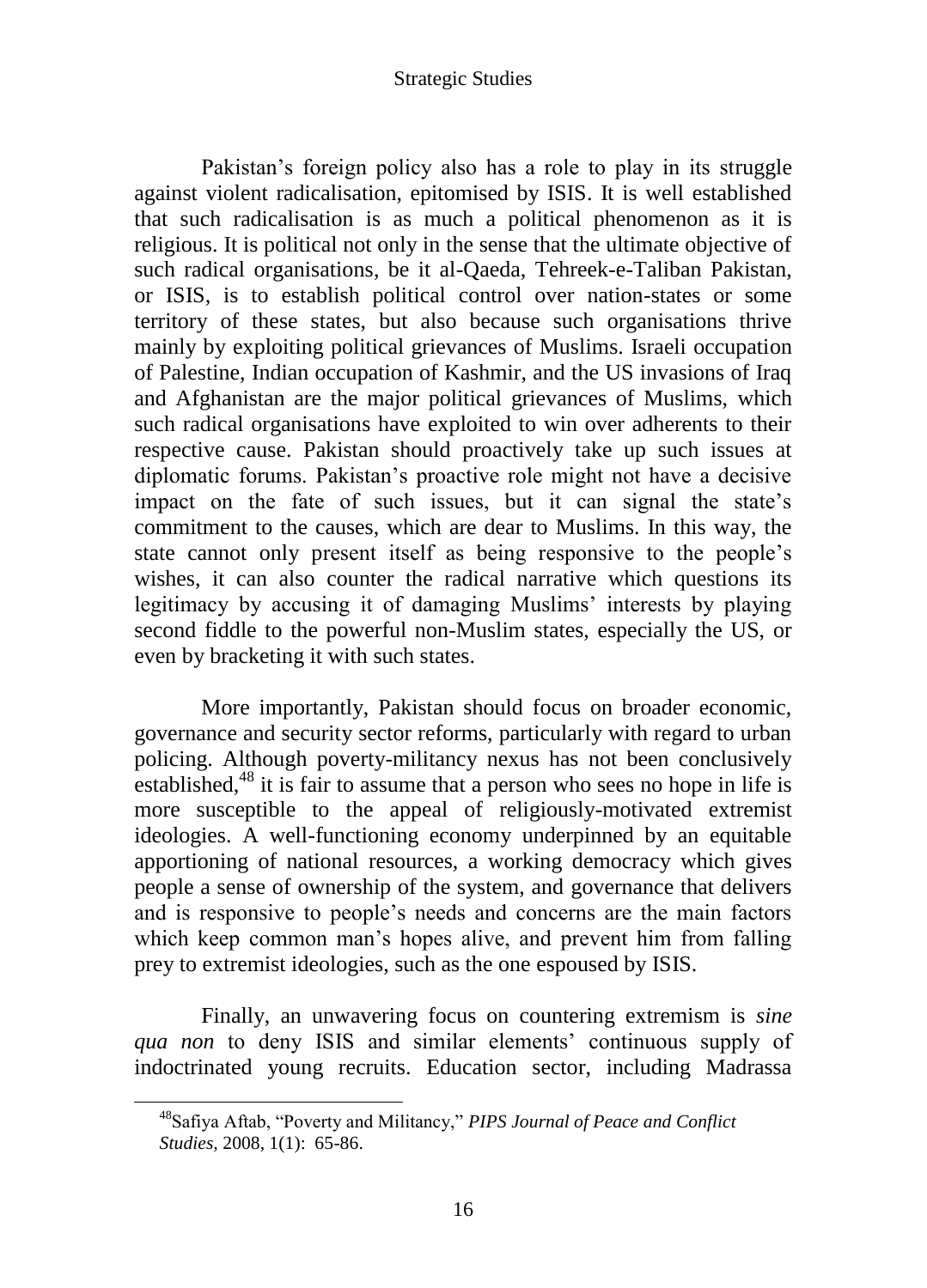Pakistan's foreign policy also has a role to play in its struggle against violent radicalisation, epitomised by ISIS. It is well established that such radicalisation is as much a political phenomenon as it is religious. It is political not only in the sense that the ultimate objective of such radical organisations, be it al-Qaeda, Tehreek-e-Taliban Pakistan, or ISIS, is to establish political control over nation-states or some territory of these states, but also because such organisations thrive mainly by exploiting political grievances of Muslims. Israeli occupation of Palestine, Indian occupation of Kashmir, and the US invasions of Iraq and Afghanistan are the major political grievances of Muslims, which such radical organisations have exploited to win over adherents to their respective cause. Pakistan should proactively take up such issues at diplomatic forums. Pakistan's proactive role might not have a decisive impact on the fate of such issues, but it can signal the state's commitment to the causes, which are dear to Muslims. In this way, the state cannot only present itself as being responsive to the people's wishes, it can also counter the radical narrative which questions its legitimacy by accusing it of damaging Muslims' interests by playing second fiddle to the powerful non-Muslim states, especially the US, or even by bracketing it with such states.

More importantly, Pakistan should focus on broader economic, governance and security sector reforms, particularly with regard to urban policing. Although poverty-militancy nexus has not been conclusively established,[48] it is fair to assume that a person who sees no hope in life is more susceptible to the appeal of religiously-motivated extremist ideologies. A well-functioning economy underpinned by an equitable apportioning of national resources, a working democracy which gives people a sense of ownership of the system, and governance that delivers and is responsive to people's needs and concerns are the main factors which keep common man's hopes alive, and prevent him from falling prey to extremist ideologies, such as the one espoused by ISIS.

Finally, an unwavering focus on countering extremism is *sine qua non* to deny ISIS and similar elements' continuous supply of indoctrinated young recruits. Education sector, including Madrassa

---

[48] Safiya Aftab, "Poverty and Militancy," *PIPS Journal of Peace and Conflict Studies*, 2008, 1(1): 65-86.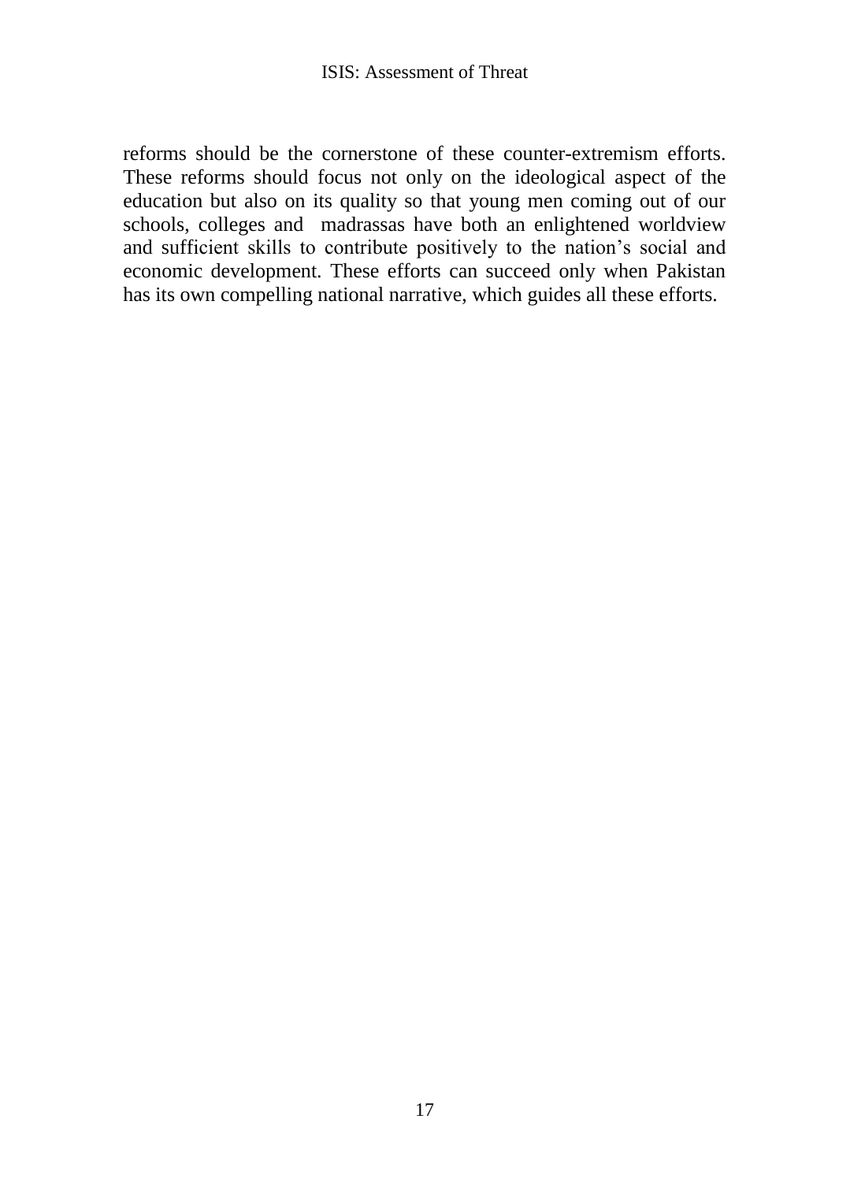reforms should be the cornerstone of these counter-extremism efforts. These reforms should focus not only on the ideological aspect of the education but also on its quality so that young men coming out of our schools, colleges and madrassas have both an enlightened worldview and sufficient skills to contribute positively to the nation's social and economic development. These efforts can succeed only when Pakistan has its own compelling national narrative, which guides all these efforts.